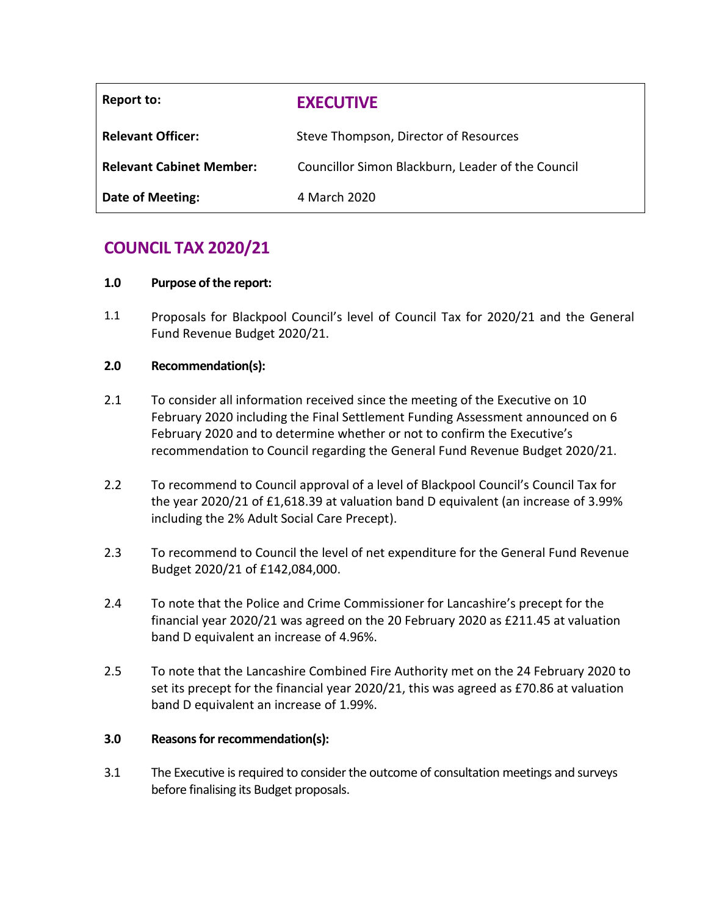| Report to: | **EXECUTIVE** |
|---|---|
| **Relevant Officer:** | Steve Thompson, Director of Resources |
| **Relevant Cabinet Member:** | Councillor Simon Blackburn, Leader of the Council |
| **Date of Meeting:** | 4 March 2020 |

# COUNCIL TAX 2020/21

## 1.0 Purpose of the report:

1.1 Proposals for Blackpool Council's level of Council Tax for 2020/21 and the General Fund Revenue Budget 2020/21.

## 2.0 Recommendation(s):

2.1 To consider all information received since the meeting of the Executive on 10 February 2020 including the Final Settlement Funding Assessment announced on 6 February 2020 and to determine whether or not to confirm the Executive's recommendation to Council regarding the General Fund Revenue Budget 2020/21.

2.2 To recommend to Council approval of a level of Blackpool Council's Council Tax for the year 2020/21 of £1,618.39 at valuation band D equivalent (an increase of 3.99% including the 2% Adult Social Care Precept).

2.3 To recommend to Council the level of net expenditure for the General Fund Revenue Budget 2020/21 of £142,084,000.

2.4 To note that the Police and Crime Commissioner for Lancashire's precept for the financial year 2020/21 was agreed on the 20 February 2020 as £211.45 at valuation band D equivalent an increase of 4.96%.

2.5 To note that the Lancashire Combined Fire Authority met on the 24 February 2020 to set its precept for the financial year 2020/21, this was agreed as £70.86 at valuation band D equivalent an increase of 1.99%.

## 3.0 Reasons for recommendation(s):

3.1 The Executive is required to consider the outcome of consultation meetings and surveys before finalising its Budget proposals.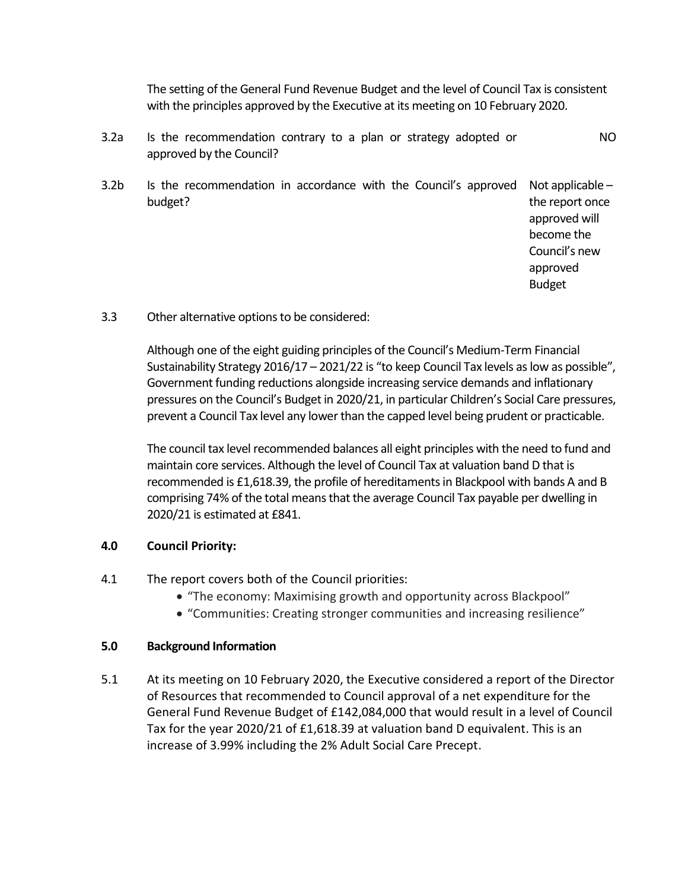The setting of the General Fund Revenue Budget and the level of Council Tax is consistent with the principles approved by the Executive at its meeting on 10 February 2020.

| | | |
|---|---|---|
| 3.2a | Is the recommendation contrary to a plan or strategy adopted or approved by the Council? | NO |
| 3.2b | Is the recommendation in accordance with the Council's approved budget? | Not applicable – the report once approved will become the Council's new approved Budget |

3.3 Other alternative options to be considered:

Although one of the eight guiding principles of the Council's Medium-Term Financial Sustainability Strategy 2016/17 – 2021/22 is "to keep Council Tax levels as low as possible", Government funding reductions alongside increasing service demands and inflationary pressures on the Council's Budget in 2020/21, in particular Children's Social Care pressures, prevent a Council Tax level any lower than the capped level being prudent or practicable.

The council tax level recommended balances all eight principles with the need to fund and maintain core services. Although the level of Council Tax at valuation band D that is recommended is £1,618.39, the profile of hereditaments in Blackpool with bands A and B comprising 74% of the total means that the average Council Tax payable per dwelling in 2020/21 is estimated at £841.

## 4.0 Council Priority:

4.1 The report covers both of the Council priorities:

- "The economy: Maximising growth and opportunity across Blackpool"
- "Communities: Creating stronger communities and increasing resilience"

## 5.0 Background Information

5.1 At its meeting on 10 February 2020, the Executive considered a report of the Director of Resources that recommended to Council approval of a net expenditure for the General Fund Revenue Budget of £142,084,000 that would result in a level of Council Tax for the year 2020/21 of £1,618.39 at valuation band D equivalent. This is an increase of 3.99% including the 2% Adult Social Care Precept.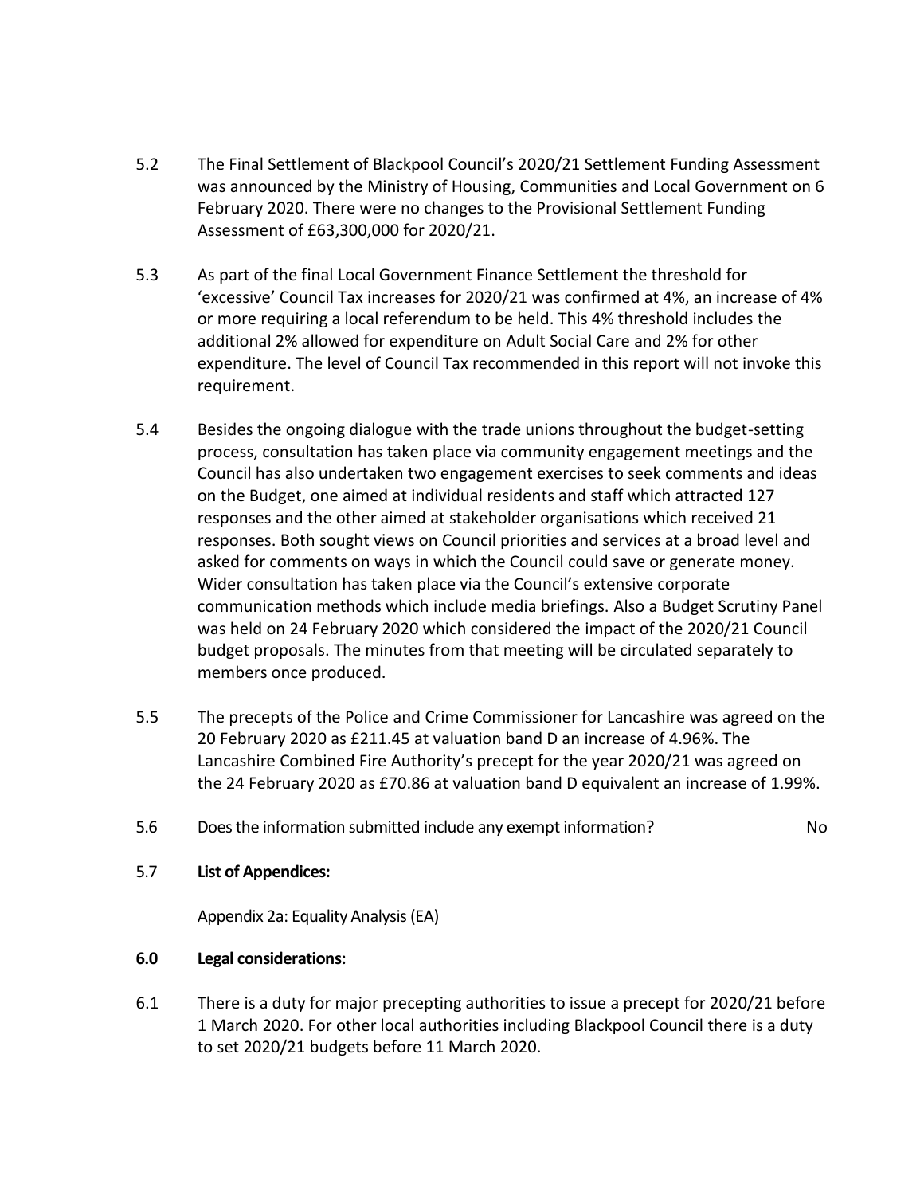5.2 The Final Settlement of Blackpool Council's 2020/21 Settlement Funding Assessment was announced by the Ministry of Housing, Communities and Local Government on 6 February 2020. There were no changes to the Provisional Settlement Funding Assessment of £63,300,000 for 2020/21.

5.3 As part of the final Local Government Finance Settlement the threshold for 'excessive' Council Tax increases for 2020/21 was confirmed at 4%, an increase of 4% or more requiring a local referendum to be held. This 4% threshold includes the additional 2% allowed for expenditure on Adult Social Care and 2% for other expenditure. The level of Council Tax recommended in this report will not invoke this requirement.

5.4 Besides the ongoing dialogue with the trade unions throughout the budget-setting process, consultation has taken place via community engagement meetings and the Council has also undertaken two engagement exercises to seek comments and ideas on the Budget, one aimed at individual residents and staff which attracted 127 responses and the other aimed at stakeholder organisations which received 21 responses. Both sought views on Council priorities and services at a broad level and asked for comments on ways in which the Council could save or generate money. Wider consultation has taken place via the Council's extensive corporate communication methods which include media briefings. Also a Budget Scrutiny Panel was held on 24 February 2020 which considered the impact of the 2020/21 Council budget proposals. The minutes from that meeting will be circulated separately to members once produced.

5.5 The precepts of the Police and Crime Commissioner for Lancashire was agreed on the 20 February 2020 as £211.45 at valuation band D an increase of 4.96%. The Lancashire Combined Fire Authority's precept for the year 2020/21 was agreed on the 24 February 2020 as £70.86 at valuation band D equivalent an increase of 1.99%.

5.6 Does the information submitted include any exempt information? No

5.7 **List of Appendices:**

Appendix 2a: Equality Analysis (EA)

**6.0 Legal considerations:**

6.1 There is a duty for major precepting authorities to issue a precept for 2020/21 before 1 March 2020. For other local authorities including Blackpool Council there is a duty to set 2020/21 budgets before 11 March 2020.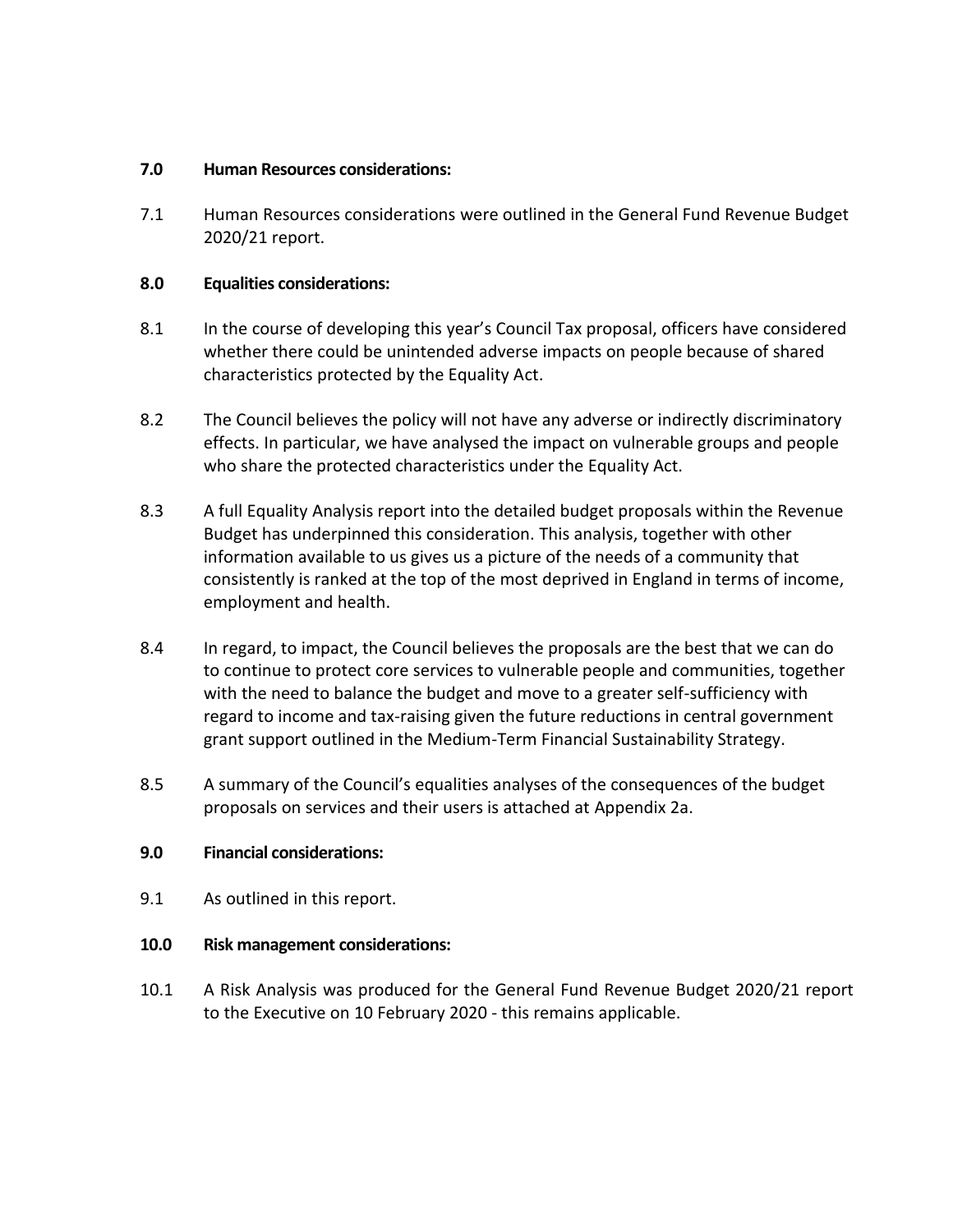**7.0 Human Resources considerations:**

7.1 Human Resources considerations were outlined in the General Fund Revenue Budget 2020/21 report.

**8.0 Equalities considerations:**

8.1 In the course of developing this year's Council Tax proposal, officers have considered whether there could be unintended adverse impacts on people because of shared characteristics protected by the Equality Act.

8.2 The Council believes the policy will not have any adverse or indirectly discriminatory effects. In particular, we have analysed the impact on vulnerable groups and people who share the protected characteristics under the Equality Act.

8.3 A full Equality Analysis report into the detailed budget proposals within the Revenue Budget has underpinned this consideration. This analysis, together with other information available to us gives us a picture of the needs of a community that consistently is ranked at the top of the most deprived in England in terms of income, employment and health.

8.4 In regard, to impact, the Council believes the proposals are the best that we can do to continue to protect core services to vulnerable people and communities, together with the need to balance the budget and move to a greater self-sufficiency with regard to income and tax-raising given the future reductions in central government grant support outlined in the Medium-Term Financial Sustainability Strategy.

8.5 A summary of the Council's equalities analyses of the consequences of the budget proposals on services and their users is attached at Appendix 2a.

**9.0 Financial considerations:**

9.1 As outlined in this report.

**10.0 Risk management considerations:**

10.1 A Risk Analysis was produced for the General Fund Revenue Budget 2020/21 report to the Executive on 10 February 2020 - this remains applicable.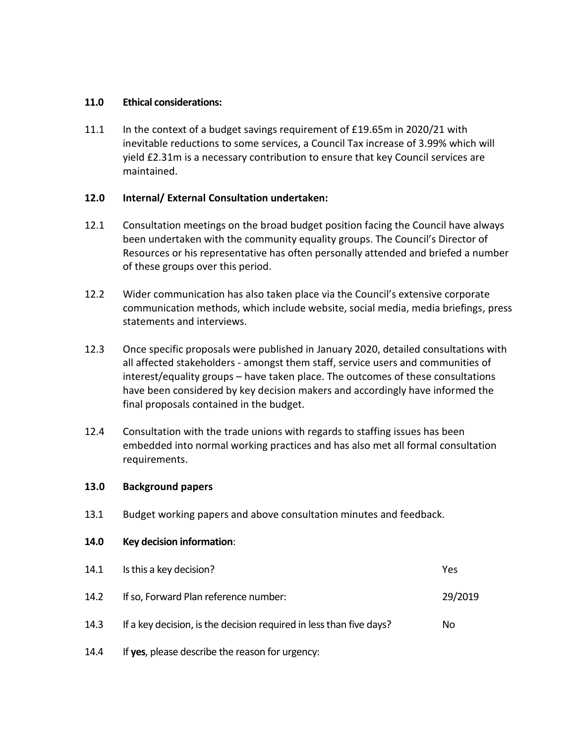## 11.0 Ethical considerations:

11.1 In the context of a budget savings requirement of £19.65m in 2020/21 with inevitable reductions to some services, a Council Tax increase of 3.99% which will yield £2.31m is a necessary contribution to ensure that key Council services are maintained.

## 12.0 Internal/ External Consultation undertaken:

12.1 Consultation meetings on the broad budget position facing the Council have always been undertaken with the community equality groups. The Council's Director of Resources or his representative has often personally attended and briefed a number of these groups over this period.

12.2 Wider communication has also taken place via the Council's extensive corporate communication methods, which include website, social media, media briefings, press statements and interviews.

12.3 Once specific proposals were published in January 2020, detailed consultations with all affected stakeholders - amongst them staff, service users and communities of interest/equality groups – have taken place. The outcomes of these consultations have been considered by key decision makers and accordingly have informed the final proposals contained in the budget.

12.4 Consultation with the trade unions with regards to staffing issues has been embedded into normal working practices and has also met all formal consultation requirements.

## 13.0 Background papers

13.1 Budget working papers and above consultation minutes and feedback.

## 14.0 Key decision information:

| | | |
|---|---|---|
| 14.1 | Is this a key decision? | Yes |
| 14.2 | If so, Forward Plan reference number: | 29/2019 |
| 14.3 | If a key decision, is the decision required in less than five days? | No |
| 14.4 | If **yes**, please describe the reason for urgency: | |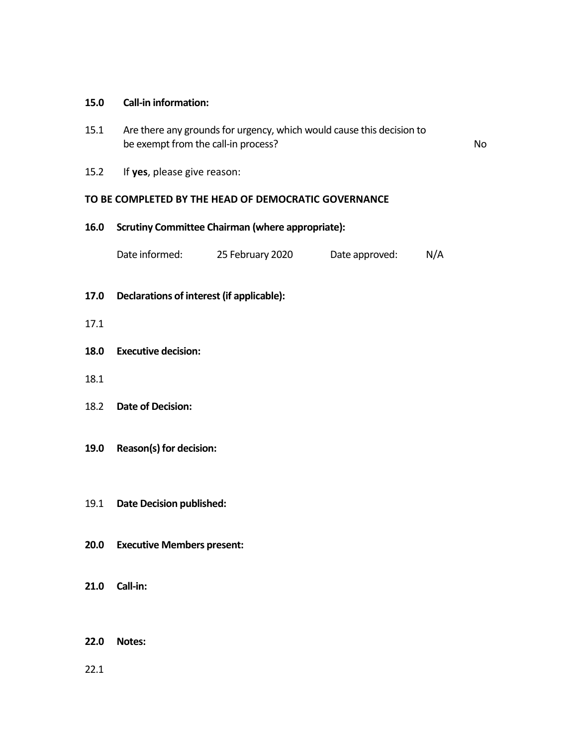**15.0 Call-in information:**

15.1 Are there any grounds for urgency, which would cause this decision to be exempt from the call-in process? No

15.2 If **yes**, please give reason:

**TO BE COMPLETED BY THE HEAD OF DEMOCRATIC GOVERNANCE**

**16.0 Scrutiny Committee Chairman (where appropriate):**

Date informed: 25 February 2020 Date approved: N/A

**17.0 Declarations of interest (if applicable):**

17.1

**18.0 Executive decision:**

18.1

18.2 **Date of Decision:**

**19.0 Reason(s) for decision:**

19.1 **Date Decision published:**

**20.0 Executive Members present:**

**21.0 Call-in:**

**22.0 Notes:**

22.1